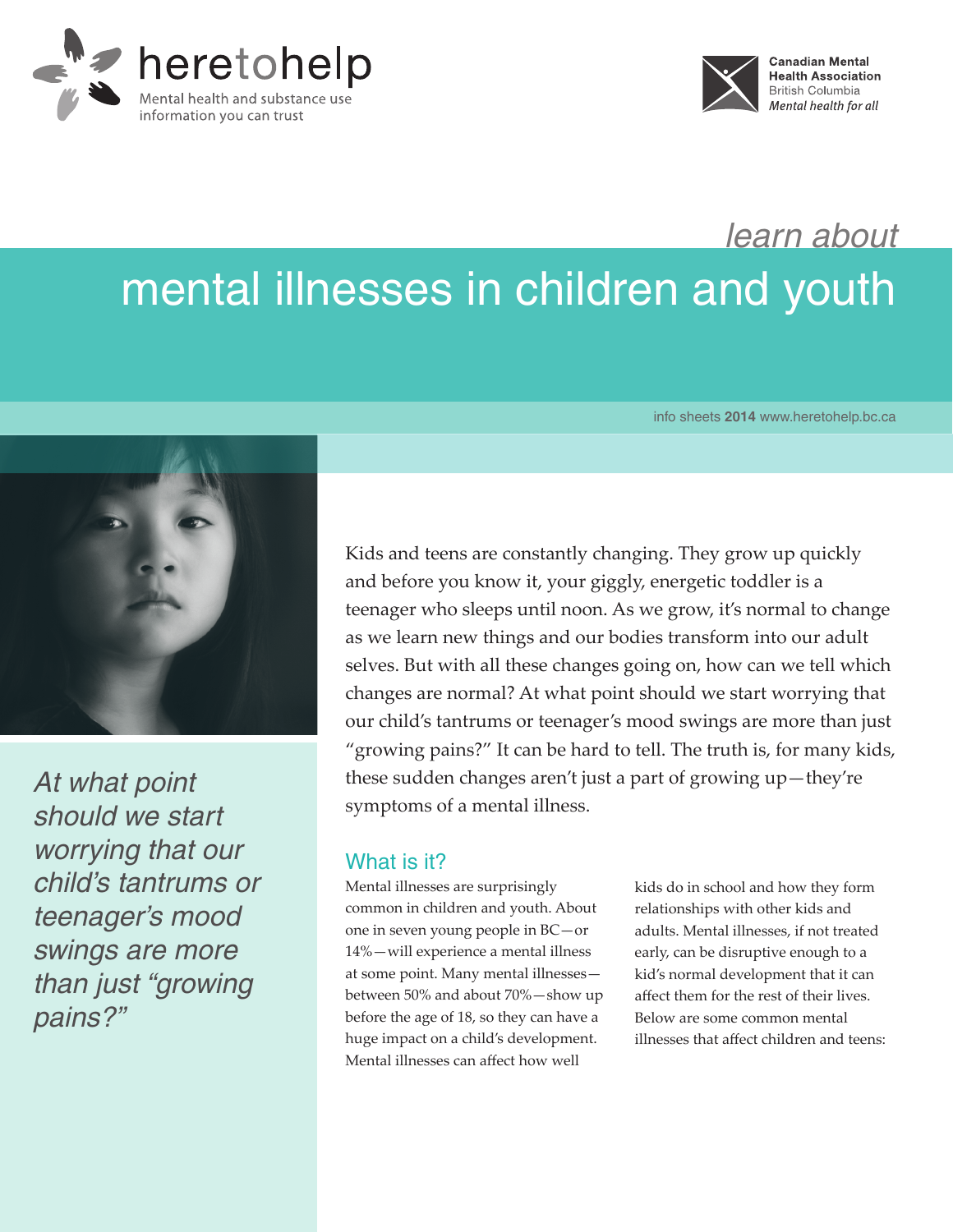heretohelp
Mental health and substance use information you can trust

Canadian Mental Health Association
British Columbia
*Mental health for all*

*learn about*

# mental illnesses in children and youth

info sheets **2014** www.heretohelp.bc.ca

*At what point should we start worrying that our child's tantrums or teenager's mood swings are more than just "growing pains?"*

Kids and teens are constantly changing. They grow up quickly and before you know it, your giggly, energetic toddler is a teenager who sleeps until noon. As we grow, it's normal to change as we learn new things and our bodies transform into our adult selves. But with all these changes going on, how can we tell which changes are normal? At what point should we start worrying that our child's tantrums or teenager's mood swings are more than just "growing pains?" It can be hard to tell. The truth is, for many kids, these sudden changes aren't just a part of growing up—they're symptoms of a mental illness.

## What is it?

Mental illnesses are surprisingly common in children and youth. About one in seven young people in BC—or 14%—will experience a mental illness at some point. Many mental illnesses—between 50% and about 70%—show up before the age of 18, so they can have a huge impact on a child's development. Mental illnesses can affect how well kids do in school and how they form relationships with other kids and adults. Mental illnesses, if not treated early, can be disruptive enough to a kid's normal development that it can affect them for the rest of their lives. Below are some common mental illnesses that affect children and teens: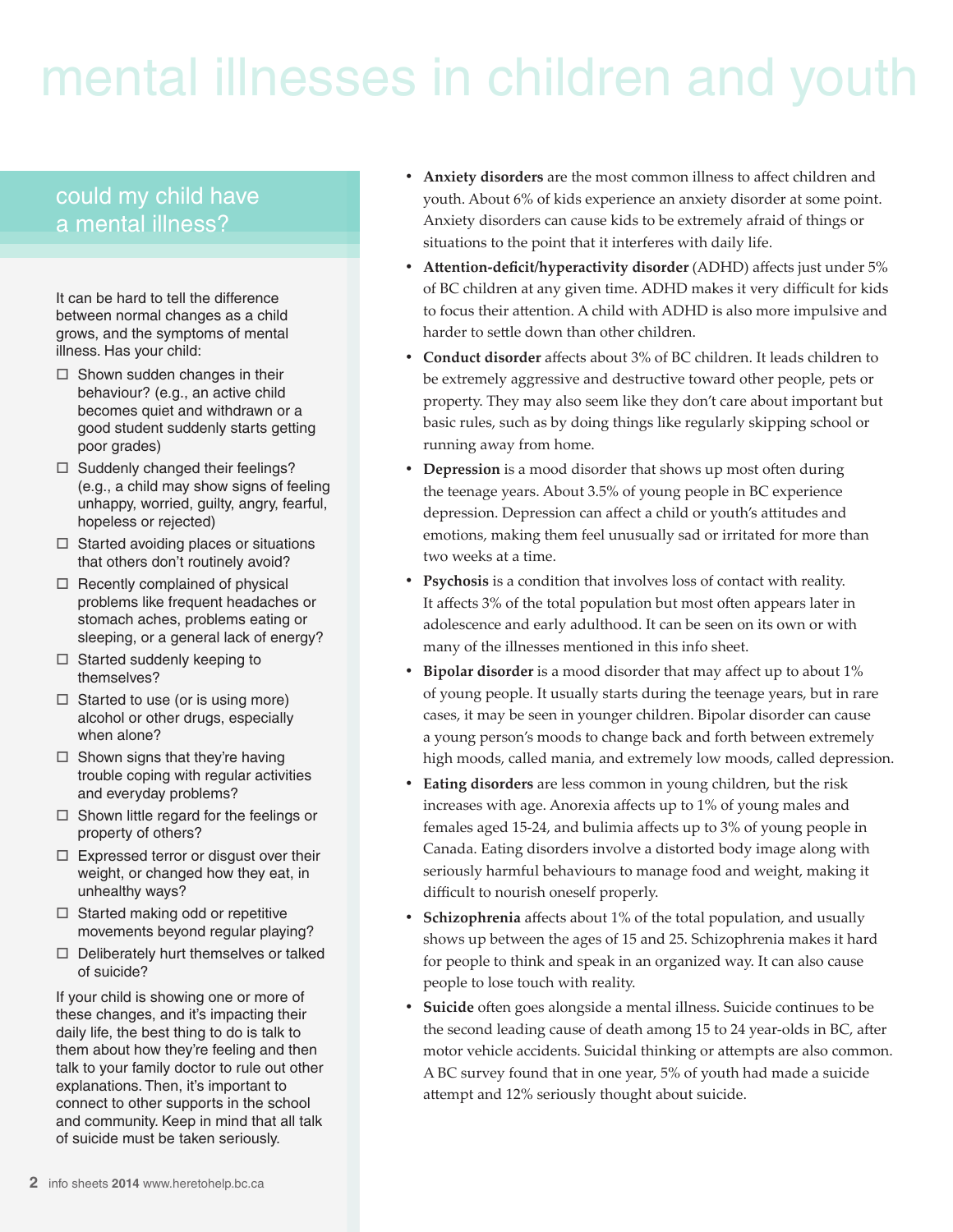# mental illnesses in children and youth

## could my child have a mental illness?

It can be hard to tell the difference between normal changes as a child grows, and the symptoms of mental illness. Has your child:

- ☐ Shown sudden changes in their behaviour? (e.g., an active child becomes quiet and withdrawn or a good student suddenly starts getting poor grades)
- ☐ Suddenly changed their feelings? (e.g., a child may show signs of feeling unhappy, worried, guilty, angry, fearful, hopeless or rejected)
- ☐ Started avoiding places or situations that others don't routinely avoid?
- ☐ Recently complained of physical problems like frequent headaches or stomach aches, problems eating or sleeping, or a general lack of energy?
- ☐ Started suddenly keeping to themselves?
- ☐ Started to use (or is using more) alcohol or other drugs, especially when alone?
- ☐ Shown signs that they're having trouble coping with regular activities and everyday problems?
- ☐ Shown little regard for the feelings or property of others?
- ☐ Expressed terror or disgust over their weight, or changed how they eat, in unhealthy ways?
- ☐ Started making odd or repetitive movements beyond regular playing?
- ☐ Deliberately hurt themselves or talked of suicide?

If your child is showing one or more of these changes, and it's impacting their daily life, the best thing to do is talk to them about how they're feeling and then talk to your family doctor to rule out other explanations. Then, it's important to connect to other supports in the school and community. Keep in mind that all talk of suicide must be taken seriously.

- **Anxiety disorders** are the most common illness to affect children and youth. About 6% of kids experience an anxiety disorder at some point. Anxiety disorders can cause kids to be extremely afraid of things or situations to the point that it interferes with daily life.
- **Attention-deficit/hyperactivity disorder** (ADHD) affects just under 5% of BC children at any given time. ADHD makes it very difficult for kids to focus their attention. A child with ADHD is also more impulsive and harder to settle down than other children.
- **Conduct disorder** affects about 3% of BC children. It leads children to be extremely aggressive and destructive toward other people, pets or property. They may also seem like they don't care about important but basic rules, such as by doing things like regularly skipping school or running away from home.
- **Depression** is a mood disorder that shows up most often during the teenage years. About 3.5% of young people in BC experience depression. Depression can affect a child or youth's attitudes and emotions, making them feel unusually sad or irritated for more than two weeks at a time.
- **Psychosis** is a condition that involves loss of contact with reality. It affects 3% of the total population but most often appears later in adolescence and early adulthood. It can be seen on its own or with many of the illnesses mentioned in this info sheet.
- **Bipolar disorder** is a mood disorder that may affect up to about 1% of young people. It usually starts during the teenage years, but in rare cases, it may be seen in younger children. Bipolar disorder can cause a young person's moods to change back and forth between extremely high moods, called mania, and extremely low moods, called depression.
- **Eating disorders** are less common in young children, but the risk increases with age. Anorexia affects up to 1% of young males and females aged 15-24, and bulimia affects up to 3% of young people in Canada. Eating disorders involve a distorted body image along with seriously harmful behaviours to manage food and weight, making it difficult to nourish oneself properly.
- **Schizophrenia** affects about 1% of the total population, and usually shows up between the ages of 15 and 25. Schizophrenia makes it hard for people to think and speak in an organized way. It can also cause people to lose touch with reality.
- **Suicide** often goes alongside a mental illness. Suicide continues to be the second leading cause of death among 15 to 24 year-olds in BC, after motor vehicle accidents. Suicidal thinking or attempts are also common. A BC survey found that in one year, 5% of youth had made a suicide attempt and 12% seriously thought about suicide.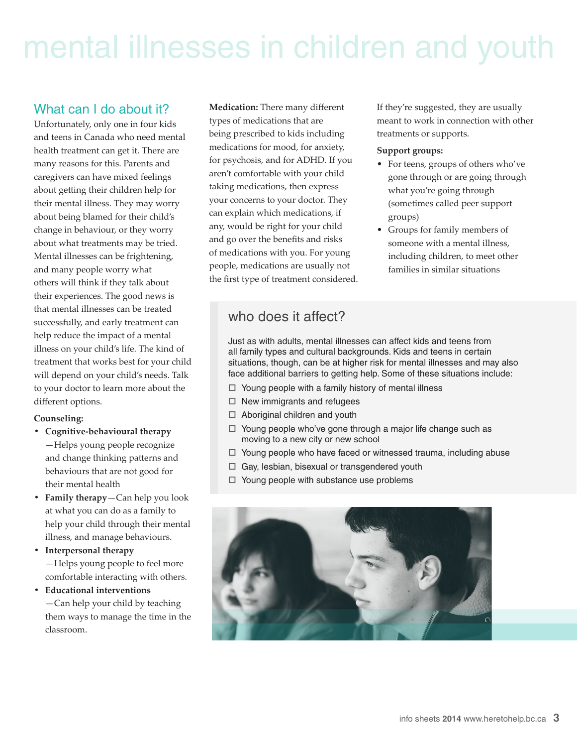# mental illnesses in children and youth

## What can I do about it?

Unfortunately, only one in four kids and teens in Canada who need mental health treatment can get it. There are many reasons for this. Parents and caregivers can have mixed feelings about getting their children help for their mental illness. They may worry about being blamed for their child's change in behaviour, or they worry about what treatments may be tried. Mental illnesses can be frightening, and many people worry what others will think if they talk about their experiences. The good news is that mental illnesses can be treated successfully, and early treatment can help reduce the impact of a mental illness on your child's life. The kind of treatment that works best for your child will depend on your child's needs. Talk to your doctor to learn more about the different options.

**Counseling:**

- **Cognitive-behavioural therapy** —Helps young people recognize and change thinking patterns and behaviours that are not good for their mental health
- **Family therapy**—Can help you look at what you can do as a family to help your child through their mental illness, and manage behaviours.
- **Interpersonal therapy** —Helps young people to feel more comfortable interacting with others.
- **Educational interventions** —Can help your child by teaching them ways to manage the time in the classroom.

**Medication:** There many different types of medications that are being prescribed to kids including medications for mood, for anxiety, for psychosis, and for ADHD. If you aren't comfortable with your child taking medications, then express your concerns to your doctor. They can explain which medications, if any, would be right for your child and go over the benefits and risks of medications with you. For young people, medications are usually not the first type of treatment considered. If they're suggested, they are usually meant to work in connection with other treatments or supports.

**Support groups:**

- For teens, groups of others who've gone through or are going through what you're going through (sometimes called peer support groups)
- Groups for family members of someone with a mental illness, including children, to meet other families in similar situations

## who does it affect?

Just as with adults, mental illnesses can affect kids and teens from all family types and cultural backgrounds. Kids and teens in certain situations, though, can be at higher risk for mental illnesses and may also face additional barriers to getting help. Some of these situations include:

- ☐ Young people with a family history of mental illness
- ☐ New immigrants and refugees
- ☐ Aboriginal children and youth
- ☐ Young people who've gone through a major life change such as moving to a new city or new school
- ☐ Young people who have faced or witnessed trauma, including abuse
- ☐ Gay, lesbian, bisexual or transgendered youth
- ☐ Young people with substance use problems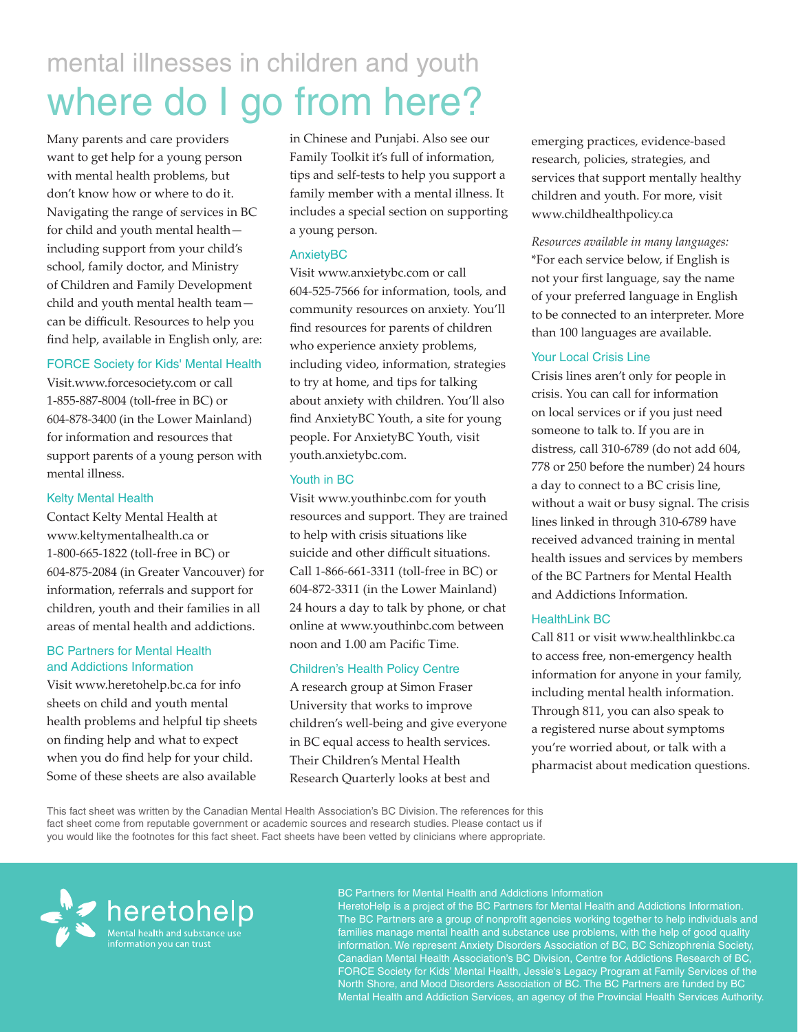mental illnesses in children and youth

# where do I go from here?

Many parents and care providers want to get help for a young person with mental health problems, but don't know how or where to do it. Navigating the range of services in BC for child and youth mental health—including support from your child's school, family doctor, and Ministry of Children and Family Development child and youth mental health team—can be difficult. Resources to help you find help, available in English only, are:

### FORCE Society for Kids' Mental Health

Visit.www.forcesociety.com or call 1-855-887-8004 (toll-free in BC) or 604-878-3400 (in the Lower Mainland) for information and resources that support parents of a young person with mental illness.

### Kelty Mental Health

Contact Kelty Mental Health at www.keltymentalhealth.ca or 1-800-665-1822 (toll-free in BC) or 604-875-2084 (in Greater Vancouver) for information, referrals and support for children, youth and their families in all areas of mental health and addictions.

### BC Partners for Mental Health and Addictions Information

Visit www.heretohelp.bc.ca for info sheets on child and youth mental health problems and helpful tip sheets on finding help and what to expect when you do find help for your child. Some of these sheets are also available in Chinese and Punjabi. Also see our Family Toolkit it's full of information, tips and self-tests to help you support a family member with a mental illness. It includes a special section on supporting a young person.

### AnxietyBC

Visit www.anxietybc.com or call 604-525-7566 for information, tools, and community resources on anxiety. You'll find resources for parents of children who experience anxiety problems, including video, information, strategies to try at home, and tips for talking about anxiety with children. You'll also find AnxietyBC Youth, a site for young people. For AnxietyBC Youth, visit youth.anxietybc.com.

### Youth in BC

Visit www.youthinbc.com for youth resources and support. They are trained to help with crisis situations like suicide and other difficult situations. Call 1-866-661-3311 (toll-free in BC) or 604-872-3311 (in the Lower Mainland) 24 hours a day to talk by phone, or chat online at www.youthinbc.com between noon and 1.00 am Pacific Time.

### Children's Health Policy Centre

A research group at Simon Fraser University that works to improve children's well-being and give everyone in BC equal access to health services. Their Children's Mental Health Research Quarterly looks at best and emerging practices, evidence-based research, policies, strategies, and services that support mentally healthy children and youth. For more, visit www.childhealthpolicy.ca

*Resources available in many languages:*
*For each service below, if English is not your first language, say the name of your preferred language in English to be connected to an interpreter. More than 100 languages are available.

### Your Local Crisis Line

Crisis lines aren't only for people in crisis. You can call for information on local services or if you just need someone to talk to. If you are in distress, call 310-6789 (do not add 604, 778 or 250 before the number) 24 hours a day to connect to a BC crisis line, without a wait or busy signal. The crisis lines linked in through 310-6789 have received advanced training in mental health issues and services by members of the BC Partners for Mental Health and Addictions Information.

### HealthLink BC

Call 811 or visit www.healthlinkbc.ca to access free, non-emergency health information for anyone in your family, including mental health information. Through 811, you can also speak to a registered nurse about symptoms you're worried about, or talk with a pharmacist about medication questions.

This fact sheet was written by the Canadian Mental Health Association's BC Division. The references for this fact sheet come from reputable government or academic sources and research studies. Please contact us if you would like the footnotes for this fact sheet. Fact sheets have been vetted by clinicians where appropriate.

heretohelp
Mental health and substance use information you can trust

BC Partners for Mental Health and Addictions Information
HeretoHelp is a project of the BC Partners for Mental Health and Addictions Information. The BC Partners are a group of nonprofit agencies working together to help individuals and families manage mental health and substance use problems, with the help of good quality information. We represent Anxiety Disorders Association of BC, BC Schizophrenia Society, Canadian Mental Health Association's BC Division, Centre for Addictions Research of BC, FORCE Society for Kids' Mental Health, Jessie's Legacy Program at Family Services of the North Shore, and Mood Disorders Association of BC. The BC Partners are funded by BC Mental Health and Addiction Services, an agency of the Provincial Health Services Authority.